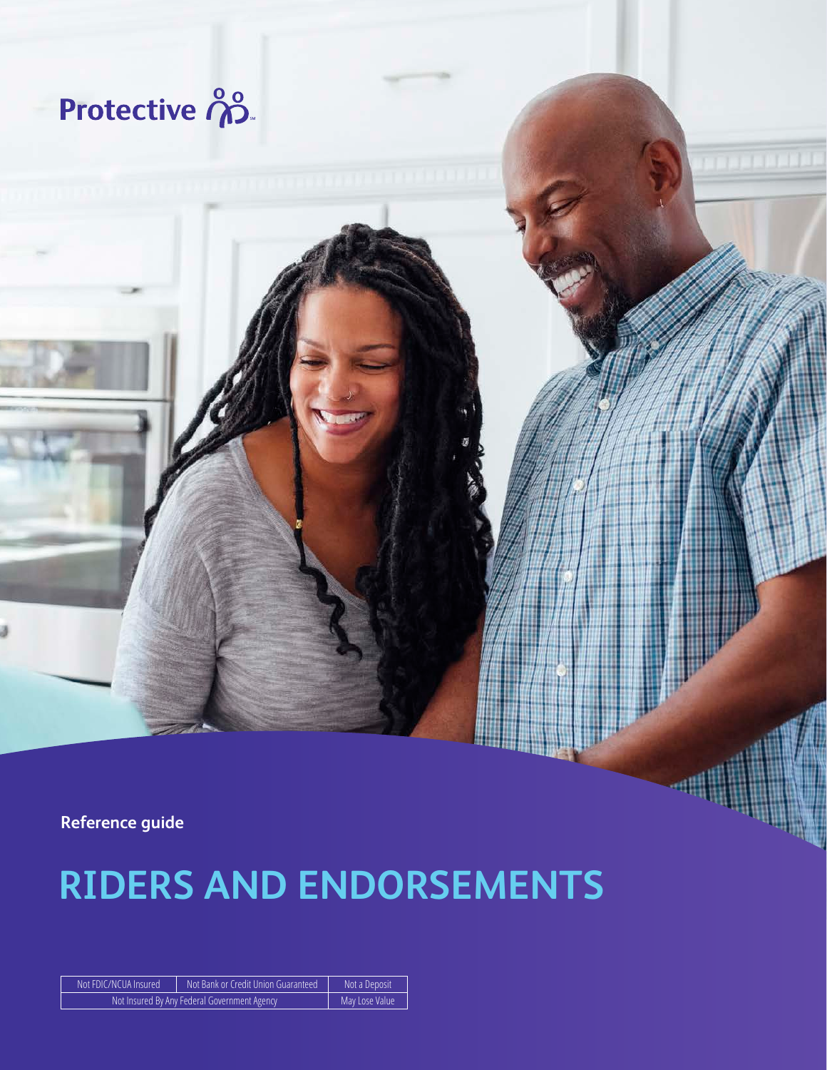Protective

Reference guide

# RIDERS AND ENDORSEMENTS

| Not FDIC/NCUA Insured | Not Bank or Credit Union Guaranteed | Not a Deposit |
| --- | --- | --- |
| Not Insured By Any Federal Government Agency | | May Lose Value |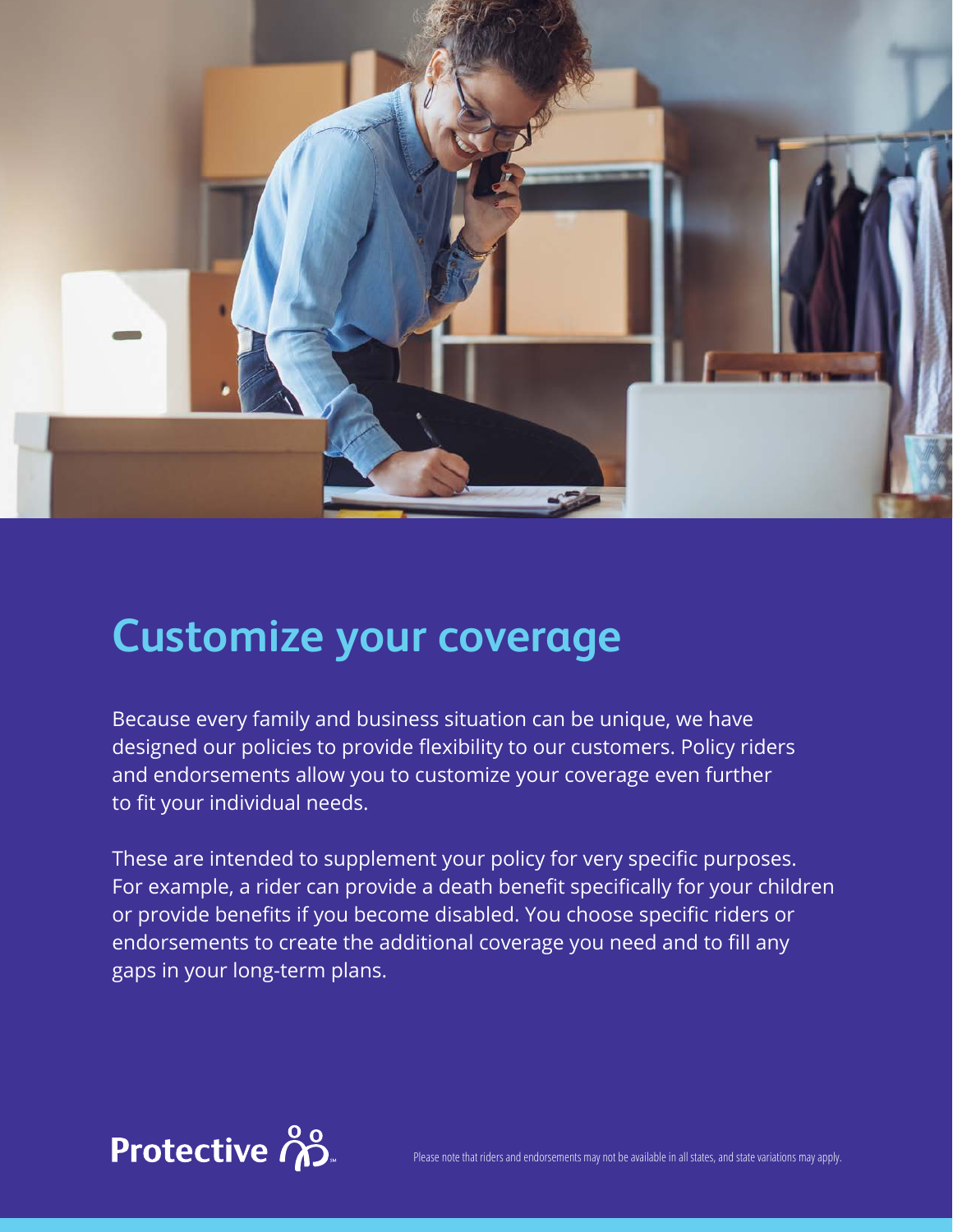# Customize your coverage

Because every family and business situation can be unique, we have designed our policies to provide flexibility to our customers. Policy riders and endorsements allow you to customize your coverage even further to fit your individual needs.

These are intended to supplement your policy for very specific purposes. For example, a rider can provide a death benefit specifically for your children or provide benefits if you become disabled. You choose specific riders or endorsements to create the additional coverage you need and to fill any gaps in your long-term plans.

Protective

Please note that riders and endorsements may not be available in all states, and state variations may apply.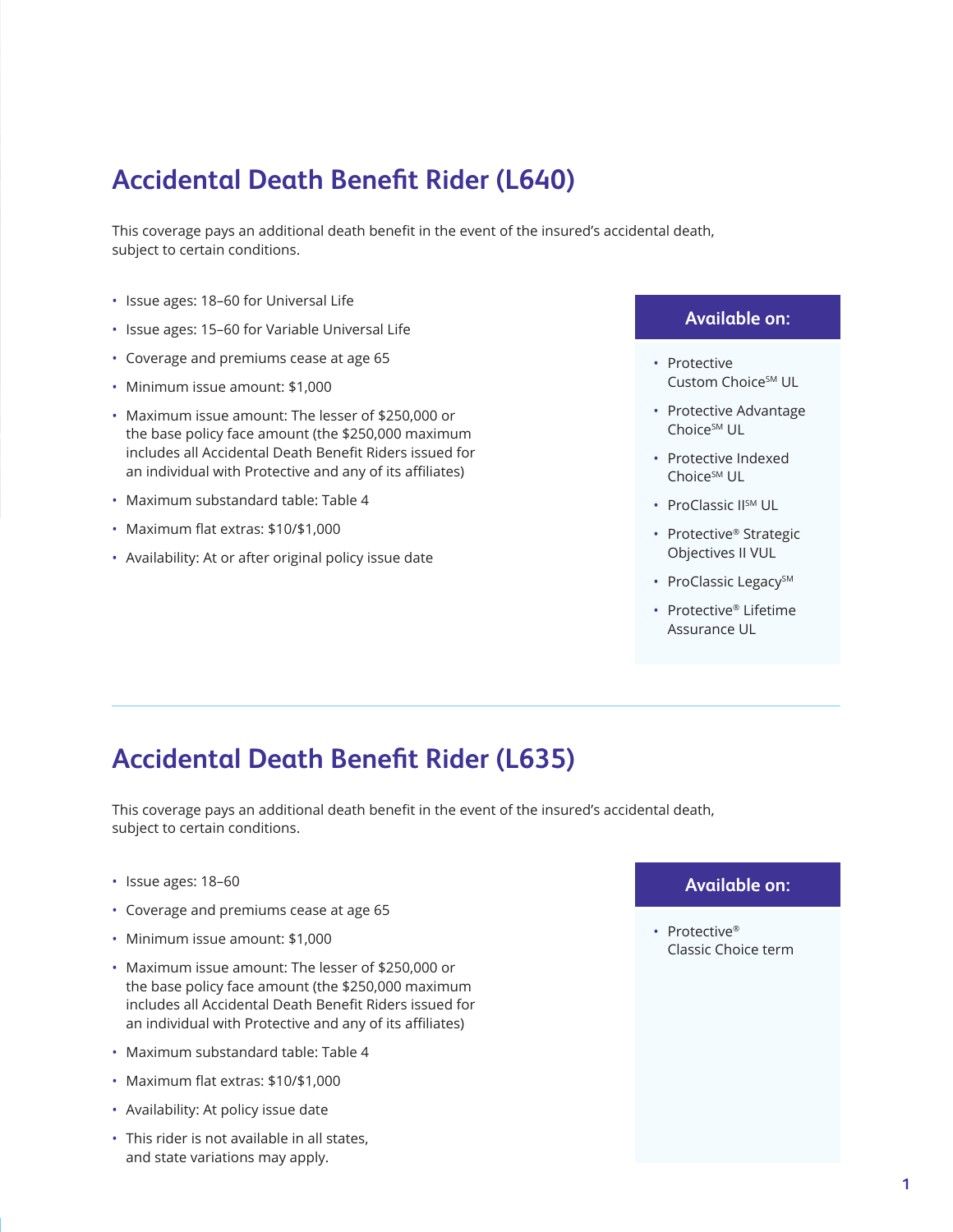## Accidental Death Benefit Rider (L640)

This coverage pays an additional death benefit in the event of the insured's accidental death, subject to certain conditions.

- Issue ages: 18–60 for Universal Life
- Issue ages: 15–60 for Variable Universal Life
- Coverage and premiums cease at age 65
- Minimum issue amount: $1,000
- Maximum issue amount: The lesser of $250,000 or the base policy face amount (the $250,000 maximum includes all Accidental Death Benefit Riders issued for an individual with Protective and any of its affiliates)
- Maximum substandard table: Table 4
- Maximum flat extras: $10/$1,000
- Availability: At or after original policy issue date

**Available on:**

- Protective Custom Choice℠ UL
- Protective Advantage Choice℠ UL
- Protective Indexed Choice℠ UL
- ProClassic II℠ UL
- Protective® Strategic Objectives II VUL
- ProClassic Legacy℠
- Protective® Lifetime Assurance UL

## Accidental Death Benefit Rider (L635)

This coverage pays an additional death benefit in the event of the insured's accidental death, subject to certain conditions.

- Issue ages: 18–60
- Coverage and premiums cease at age 65
- Minimum issue amount: $1,000
- Maximum issue amount: The lesser of $250,000 or the base policy face amount (the $250,000 maximum includes all Accidental Death Benefit Riders issued for an individual with Protective and any of its affiliates)
- Maximum substandard table: Table 4
- Maximum flat extras: $10/$1,000
- Availability: At policy issue date
- This rider is not available in all states, and state variations may apply.

**Available on:**

- Protective® Classic Choice term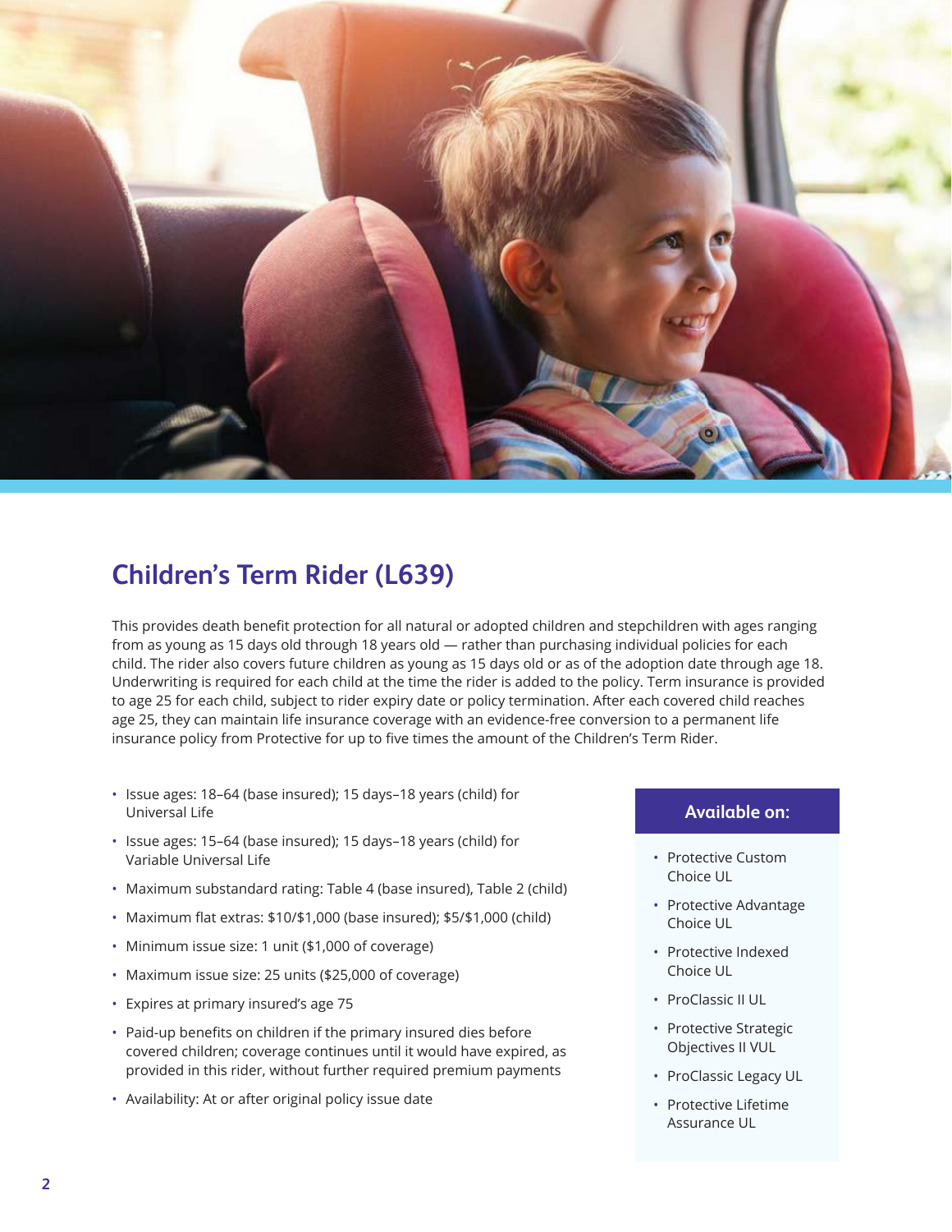## Children's Term Rider (L639)

This provides death benefit protection for all natural or adopted children and stepchildren with ages ranging from as young as 15 days old through 18 years old — rather than purchasing individual policies for each child. The rider also covers future children as young as 15 days old or as of the adoption date through age 18. Underwriting is required for each child at the time the rider is added to the policy. Term insurance is provided to age 25 for each child, subject to rider expiry date or policy termination. After each covered child reaches age 25, they can maintain life insurance coverage with an evidence-free conversion to a permanent life insurance policy from Protective for up to five times the amount of the Children's Term Rider.

- Issue ages: 18–64 (base insured); 15 days–18 years (child) for Universal Life
- Issue ages: 15–64 (base insured); 15 days–18 years (child) for Variable Universal Life
- Maximum substandard rating: Table 4 (base insured), Table 2 (child)
- Maximum flat extras: $10/$1,000 (base insured); $5/$1,000 (child)
- Minimum issue size: 1 unit ($1,000 of coverage)
- Maximum issue size: 25 units ($25,000 of coverage)
- Expires at primary insured's age 75
- Paid-up benefits on children if the primary insured dies before covered children; coverage continues until it would have expired, as provided in this rider, without further required premium payments
- Availability: At or after original policy issue date

**Available on:**

- Protective Custom Choice UL
- Protective Advantage Choice UL
- Protective Indexed Choice UL
- ProClassic II UL
- Protective Strategic Objectives II VUL
- ProClassic Legacy UL
- Protective Lifetime Assurance UL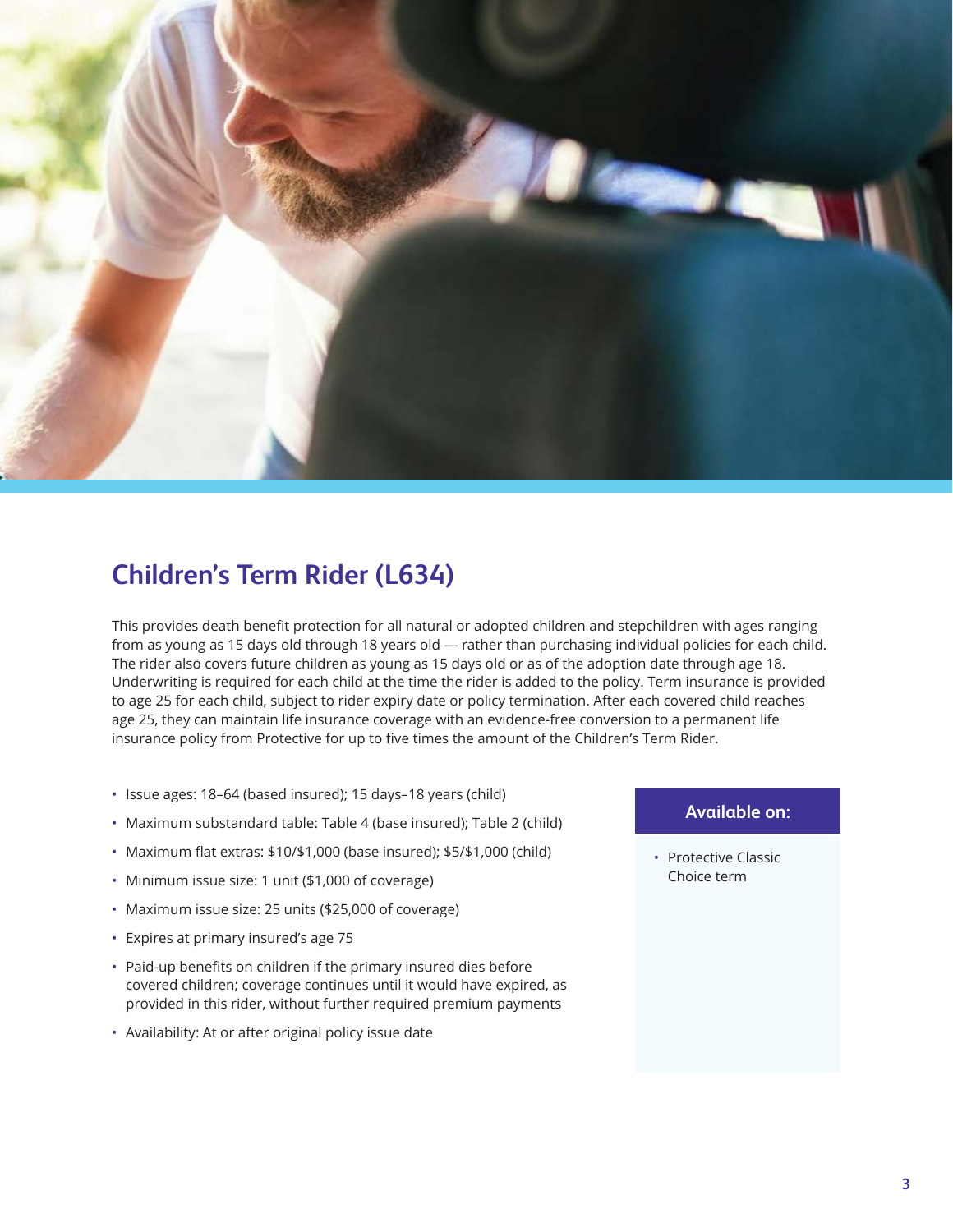## Children's Term Rider (L634)

This provides death benefit protection for all natural or adopted children and stepchildren with ages ranging from as young as 15 days old through 18 years old — rather than purchasing individual policies for each child. The rider also covers future children as young as 15 days old or as of the adoption date through age 18. Underwriting is required for each child at the time the rider is added to the policy. Term insurance is provided to age 25 for each child, subject to rider expiry date or policy termination. After each covered child reaches age 25, they can maintain life insurance coverage with an evidence-free conversion to a permanent life insurance policy from Protective for up to five times the amount of the Children's Term Rider.

- Issue ages: 18–64 (based insured); 15 days–18 years (child)
- Maximum substandard table: Table 4 (base insured); Table 2 (child)
- Maximum flat extras: $10/$1,000 (base insured); $5/$1,000 (child)
- Minimum issue size: 1 unit ($1,000 of coverage)
- Maximum issue size: 25 units ($25,000 of coverage)
- Expires at primary insured's age 75
- Paid-up benefits on children if the primary insured dies before covered children; coverage continues until it would have expired, as provided in this rider, without further required premium payments
- Availability: At or after original policy issue date

**Available on:**

- Protective Classic Choice term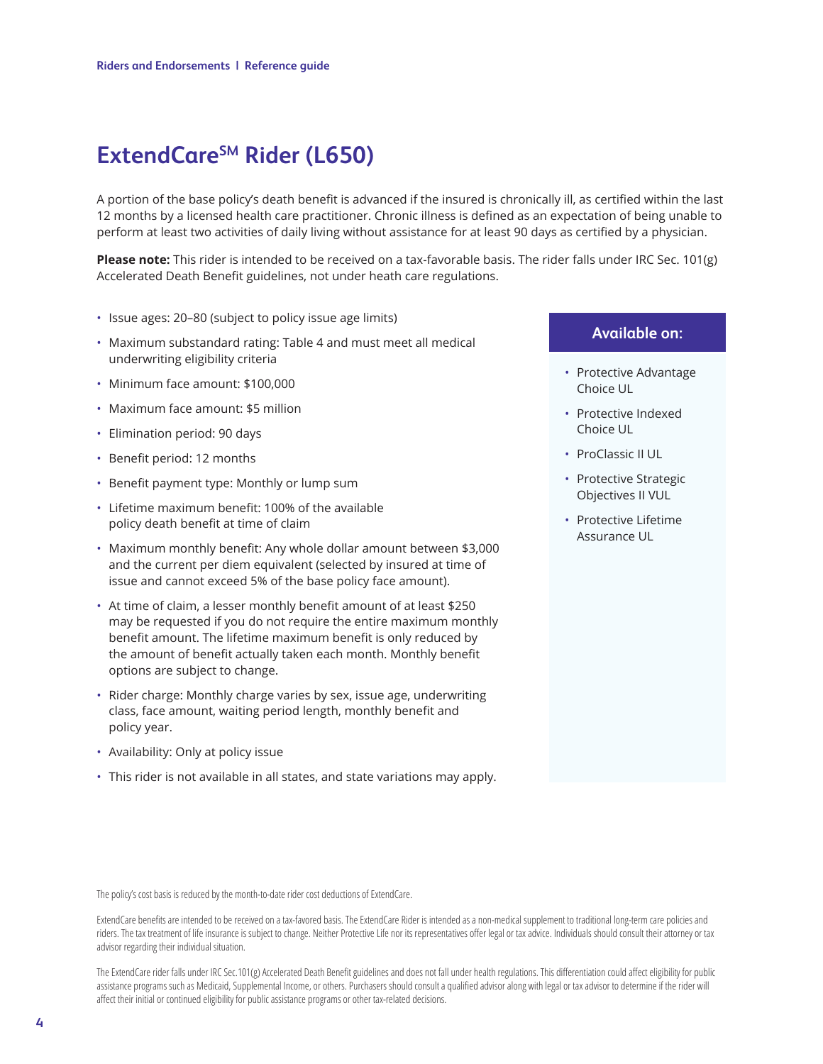# ExtendCare℠ Rider (L650)

A portion of the base policy's death benefit is advanced if the insured is chronically ill, as certified within the last 12 months by a licensed health care practitioner. Chronic illness is defined as an expectation of being unable to perform at least two activities of daily living without assistance for at least 90 days as certified by a physician.

**Please note:** This rider is intended to be received on a tax-favorable basis. The rider falls under IRC Sec. 101(g) Accelerated Death Benefit guidelines, not under heath care regulations.

- Issue ages: 20–80 (subject to policy issue age limits)
- Maximum substandard rating: Table 4 and must meet all medical underwriting eligibility criteria
- Minimum face amount: $100,000
- Maximum face amount: $5 million
- Elimination period: 90 days
- Benefit period: 12 months
- Benefit payment type: Monthly or lump sum
- Lifetime maximum benefit: 100% of the available policy death benefit at time of claim
- Maximum monthly benefit: Any whole dollar amount between $3,000 and the current per diem equivalent (selected by insured at time of issue and cannot exceed 5% of the base policy face amount).
- At time of claim, a lesser monthly benefit amount of at least $250 may be requested if you do not require the entire maximum monthly benefit amount. The lifetime maximum benefit is only reduced by the amount of benefit actually taken each month. Monthly benefit options are subject to change.
- Rider charge: Monthly charge varies by sex, issue age, underwriting class, face amount, waiting period length, monthly benefit and policy year.
- Availability: Only at policy issue
- This rider is not available in all states, and state variations may apply.

## Available on:

- Protective Advantage Choice UL
- Protective Indexed Choice UL
- ProClassic II UL
- Protective Strategic Objectives II VUL
- Protective Lifetime Assurance UL

The policy's cost basis is reduced by the month-to-date rider cost deductions of ExtendCare.

ExtendCare benefits are intended to be received on a tax-favored basis. The ExtendCare Rider is intended as a non-medical supplement to traditional long-term care policies and riders. The tax treatment of life insurance is subject to change. Neither Protective Life nor its representatives offer legal or tax advice. Individuals should consult their attorney or tax advisor regarding their individual situation.

The ExtendCare rider falls under IRC Sec.101(g) Accelerated Death Benefit guidelines and does not fall under health regulations. This differentiation could affect eligibility for public assistance programs such as Medicaid, Supplemental Income, or others. Purchasers should consult a qualified advisor along with legal or tax advisor to determine if the rider will affect their initial or continued eligibility for public assistance programs or other tax-related decisions.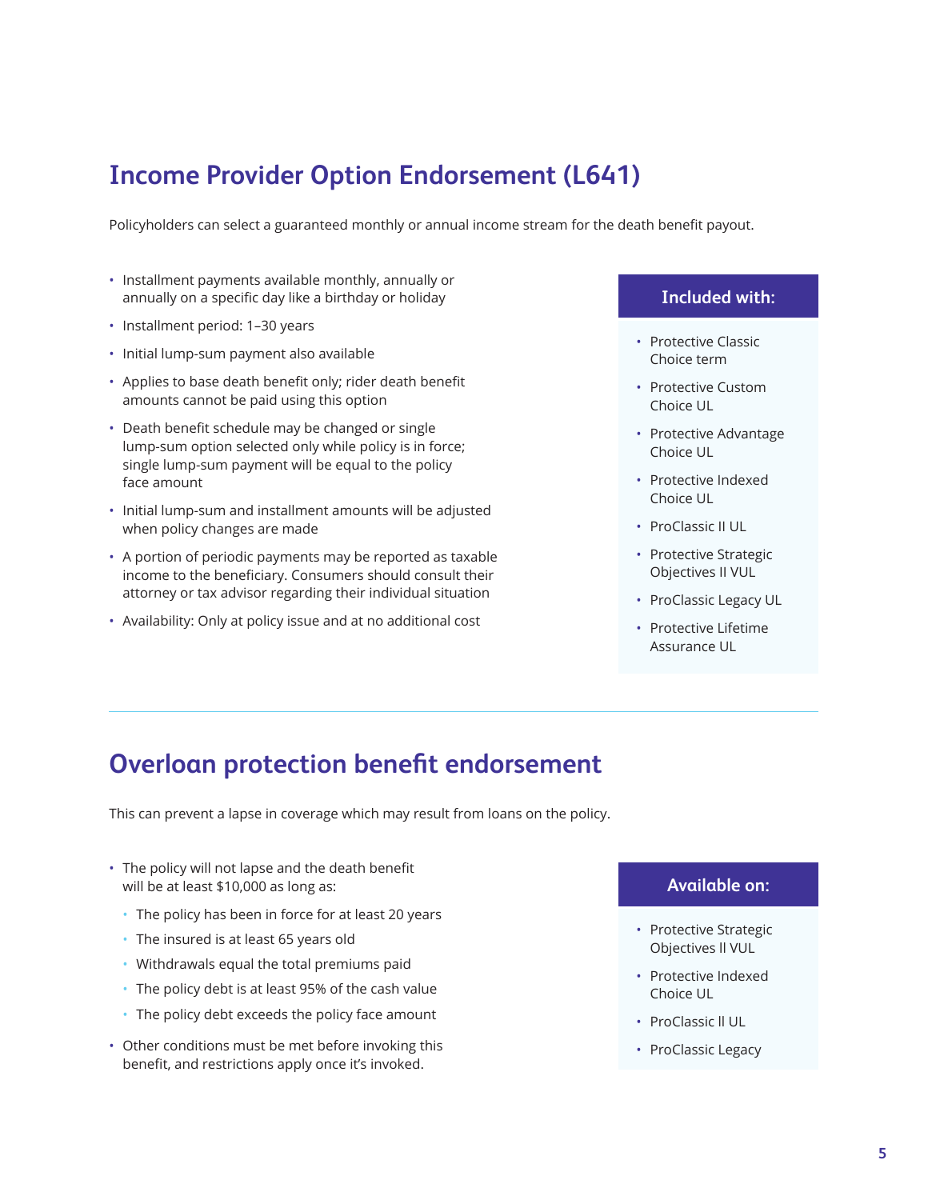## Income Provider Option Endorsement (L641)

Policyholders can select a guaranteed monthly or annual income stream for the death benefit payout.

- Installment payments available monthly, annually or annually on a specific day like a birthday or holiday
- Installment period: 1–30 years
- Initial lump-sum payment also available
- Applies to base death benefit only; rider death benefit amounts cannot be paid using this option
- Death benefit schedule may be changed or single lump-sum option selected only while policy is in force; single lump-sum payment will be equal to the policy face amount
- Initial lump-sum and installment amounts will be adjusted when policy changes are made
- A portion of periodic payments may be reported as taxable income to the beneficiary. Consumers should consult their attorney or tax advisor regarding their individual situation
- Availability: Only at policy issue and at no additional cost

**Included with:**

- Protective Classic Choice term
- Protective Custom Choice UL
- Protective Advantage Choice UL
- Protective Indexed Choice UL
- ProClassic II UL
- Protective Strategic Objectives II VUL
- ProClassic Legacy UL
- Protective Lifetime Assurance UL

---

## Overloan protection benefit endorsement

This can prevent a lapse in coverage which may result from loans on the policy.

- The policy will not lapse and the death benefit will be at least $10,000 as long as:
  - The policy has been in force for at least 20 years
  - The insured is at least 65 years old
  - Withdrawals equal the total premiums paid
  - The policy debt is at least 95% of the cash value
  - The policy debt exceeds the policy face amount
- Other conditions must be met before invoking this benefit, and restrictions apply once it's invoked.

**Available on:**

- Protective Strategic Objectives II VUL
- Protective Indexed Choice UL
- ProClassic II UL
- ProClassic Legacy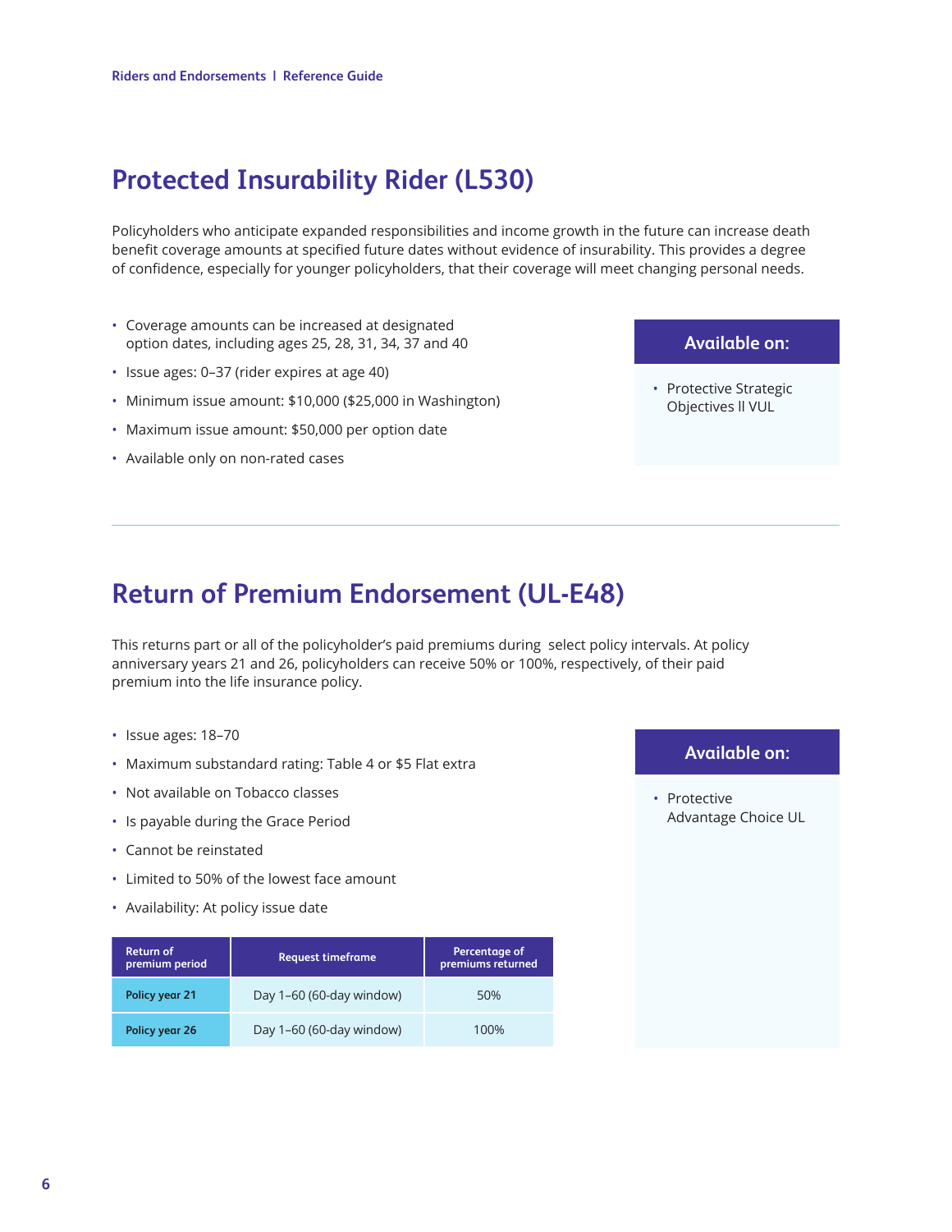## Protected Insurability Rider (L530)

Policyholders who anticipate expanded responsibilities and income growth in the future can increase death benefit coverage amounts at specified future dates without evidence of insurability. This provides a degree of confidence, especially for younger policyholders, that their coverage will meet changing personal needs.

- Coverage amounts can be increased at designated option dates, including ages 25, 28, 31, 34, 37 and 40
- Issue ages: 0–37 (rider expires at age 40)
- Minimum issue amount: $10,000 ($25,000 in Washington)
- Maximum issue amount: $50,000 per option date
- Available only on non-rated cases

**Available on:**

- Protective Strategic Objectives II VUL

## Return of Premium Endorsement (UL-E48)

This returns part or all of the policyholder's paid premiums during select policy intervals. At policy anniversary years 21 and 26, policyholders can receive 50% or 100%, respectively, of their paid premium into the life insurance policy.

- Issue ages: 18–70
- Maximum substandard rating: Table 4 or $5 Flat extra
- Not available on Tobacco classes
- Is payable during the Grace Period
- Cannot be reinstated
- Limited to 50% of the lowest face amount
- Availability: At policy issue date

| Return of premium period | Request timeframe | Percentage of premiums returned |
|---|---|---|
| **Policy year 21** | Day 1–60 (60-day window) | 50% |
| **Policy year 26** | Day 1–60 (60-day window) | 100% |

**Available on:**

- Protective Advantage Choice UL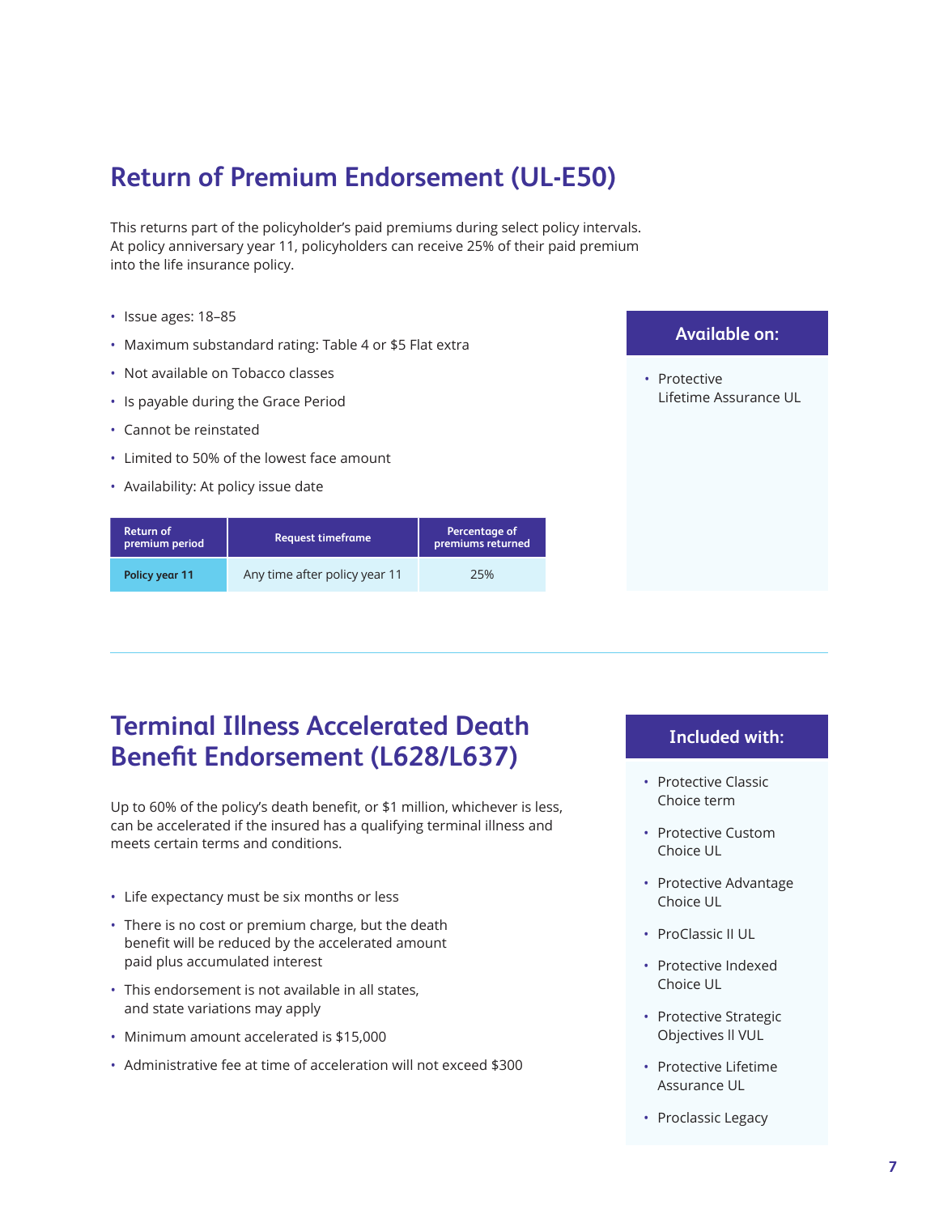## Return of Premium Endorsement (UL-E50)

This returns part of the policyholder's paid premiums during select policy intervals. At policy anniversary year 11, policyholders can receive 25% of their paid premium into the life insurance policy.

- Issue ages: 18–85
- Maximum substandard rating: Table 4 or $5 Flat extra
- Not available on Tobacco classes
- Is payable during the Grace Period
- Cannot be reinstated
- Limited to 50% of the lowest face amount
- Availability: At policy issue date

| Return of premium period | Request timeframe | Percentage of premiums returned |
|---|---|---|
| **Policy year 11** | Any time after policy year 11 | 25% |

**Available on:**

- Protective Lifetime Assurance UL

## Terminal Illness Accelerated Death Benefit Endorsement (L628/L637)

Up to 60% of the policy's death benefit, or $1 million, whichever is less, can be accelerated if the insured has a qualifying terminal illness and meets certain terms and conditions.

- Life expectancy must be six months or less
- There is no cost or premium charge, but the death benefit will be reduced by the accelerated amount paid plus accumulated interest
- This endorsement is not available in all states, and state variations may apply
- Minimum amount accelerated is $15,000
- Administrative fee at time of acceleration will not exceed $300

**Included with:**

- Protective Classic Choice term
- Protective Custom Choice UL
- Protective Advantage Choice UL
- ProClassic II UL
- Protective Indexed Choice UL
- Protective Strategic Objectives II VUL
- Protective Lifetime Assurance UL
- Proclassic Legacy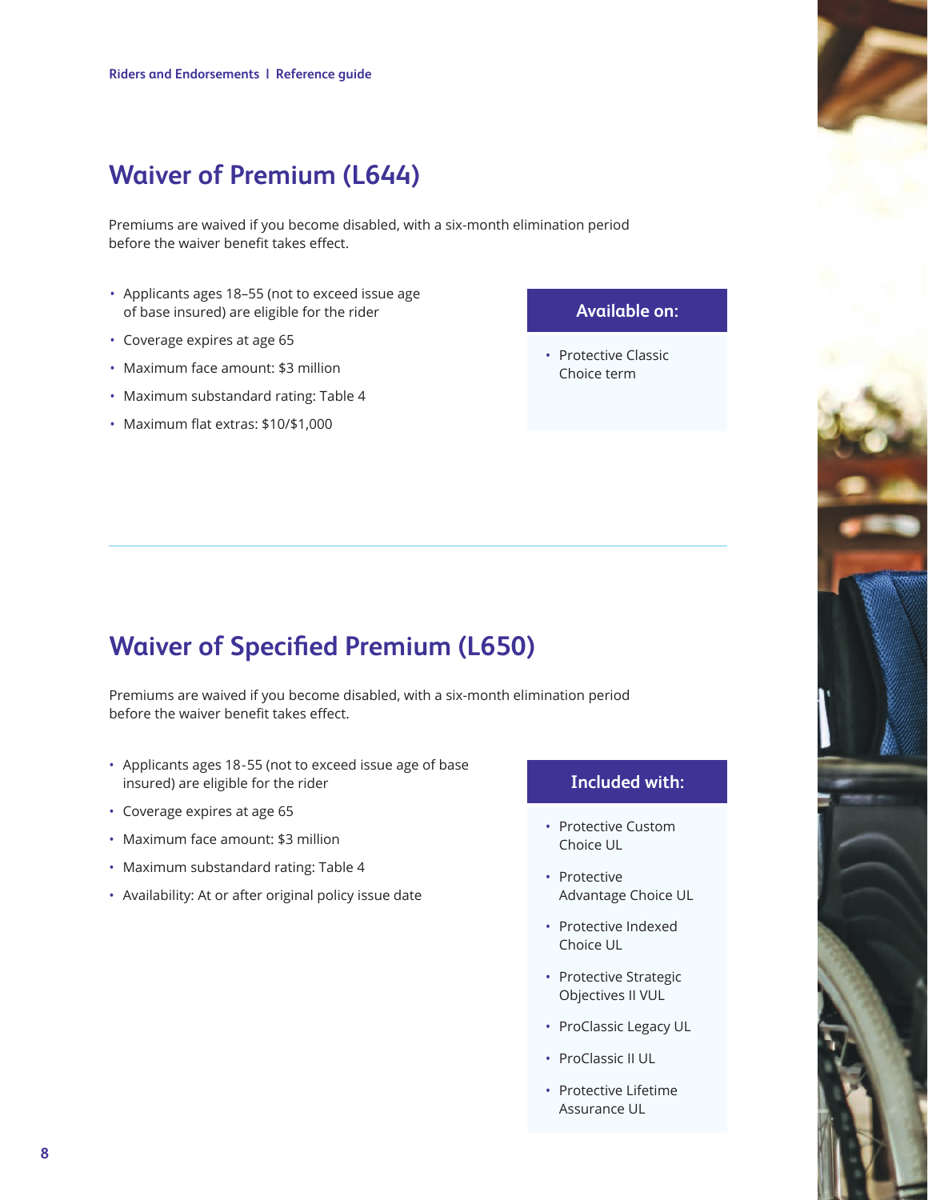## Waiver of Premium (L644)

Premiums are waived if you become disabled, with a six-month elimination period before the waiver benefit takes effect.

- Applicants ages 18–55 (not to exceed issue age of base insured) are eligible for the rider
- Coverage expires at age 65
- Maximum face amount: $3 million
- Maximum substandard rating: Table 4
- Maximum flat extras: $10/$1,000

**Available on:**

- Protective Classic Choice term

---

## Waiver of Specified Premium (L650)

Premiums are waived if you become disabled, with a six-month elimination period before the waiver benefit takes effect.

- Applicants ages 18-55 (not to exceed issue age of base insured) are eligible for the rider
- Coverage expires at age 65
- Maximum face amount: $3 million
- Maximum substandard rating: Table 4
- Availability: At or after original policy issue date

**Included with:**

- Protective Custom Choice UL
- Protective Advantage Choice UL
- Protective Indexed Choice UL
- Protective Strategic Objectives II VUL
- ProClassic Legacy UL
- ProClassic II UL
- Protective Lifetime Assurance UL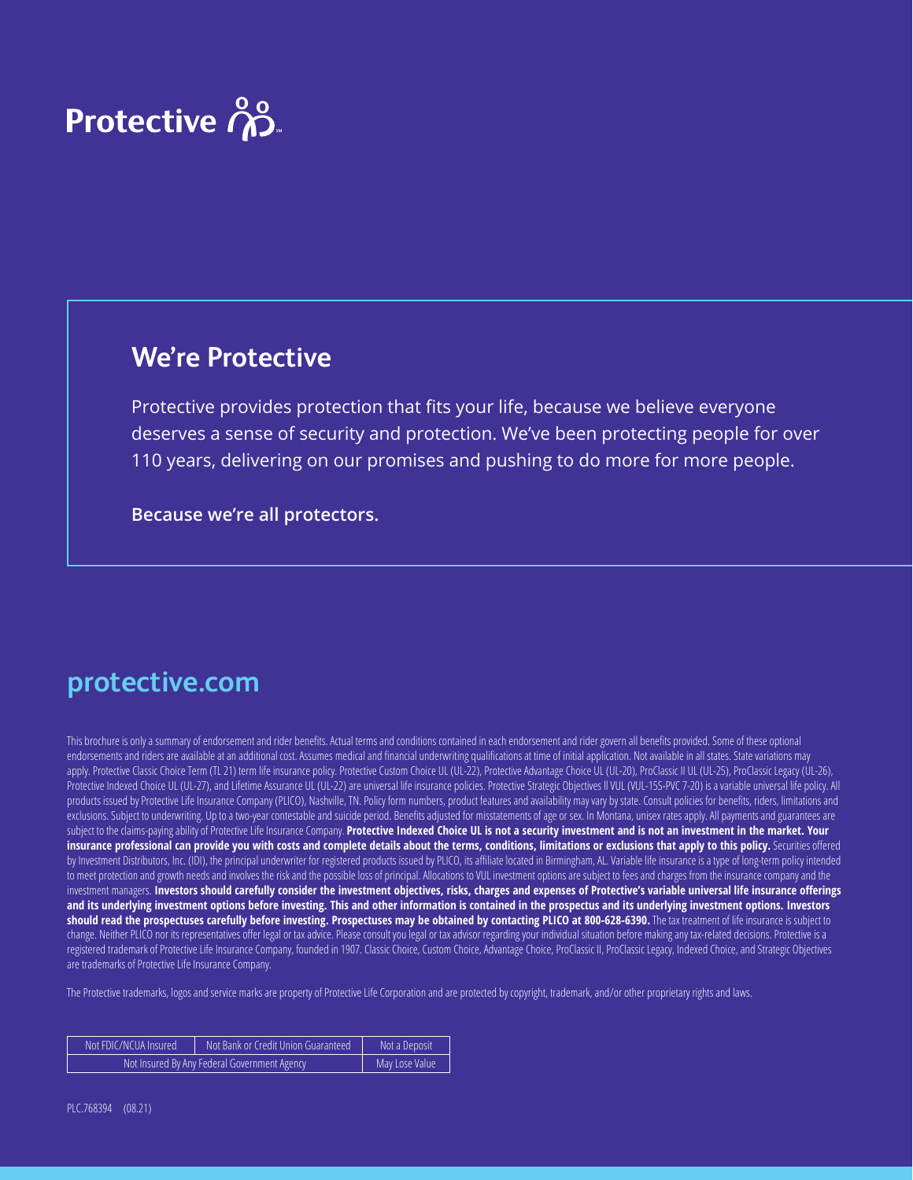Protective

## We're Protective

Protective provides protection that fits your life, because we believe everyone deserves a sense of security and protection. We've been protecting people for over 110 years, delivering on our promises and pushing to do more for more people.

**Because we're all protectors.**

## protective.com

This brochure is only a summary of endorsement and rider benefits. Actual terms and conditions contained in each endorsement and rider govern all benefits provided. Some of these optional endorsements and riders are available at an additional cost. Assumes medical and financial underwriting qualifications at time of initial application. Not available in all states. State variations may apply. Protective Classic Choice Term (TL 21) term life insurance policy. Protective Custom Choice UL (UL-22), Protective Advantage Choice UL (UL-20), ProClassic II UL (UL-25), ProClassic Legacy (UL-26), Protective Indexed Choice UL (UL-27), and Lifetime Assurance UL (UL-22) are universal life insurance policies. Protective Strategic Objectives II VUL (VUL-15S-PVC 7-20) is a variable universal life policy. All products issued by Protective Life Insurance Company (PLICO), Nashville, TN. Policy form numbers, product features and availability may vary by state. Consult policies for benefits, riders, limitations and exclusions. Subject to underwriting. Up to a two-year contestable and suicide period. Benefits adjusted for misstatements of age or sex. In Montana, unisex rates apply. All payments and guarantees are subject to the claims-paying ability of Protective Life Insurance Company. **Protective Indexed Choice UL is not a security investment and is not an investment in the market. Your insurance professional can provide you with costs and complete details about the terms, conditions, limitations or exclusions that apply to this policy.** Securities offered by Investment Distributors, Inc. (IDI), the principal underwriter for registered products issued by PLICO, its affiliate located in Birmingham, AL. Variable life insurance is a type of long-term policy intended to meet protection and growth needs and involves the risk and the possible loss of principal. Allocations to VUL investment options are subject to fees and charges from the insurance company and the investment managers. **Investors should carefully consider the investment objectives, risks, charges and expenses of Protective's variable universal life insurance offerings and its underlying investment options before investing. This and other information is contained in the prospectus and its underlying investment options. Investors should read the prospectuses carefully before investing. Prospectuses may be obtained by contacting PLICO at 800-628-6390.** The tax treatment of life insurance is subject to change. Neither PLICO nor its representatives offer legal or tax advice. Please consult you legal or tax advisor regarding your individual situation before making any tax-related decisions. Protective is a registered trademark of Protective Life Insurance Company, founded in 1907. Classic Choice, Custom Choice, Advantage Choice, ProClassic II, ProClassic Legacy, Indexed Choice, and Strategic Objectives are trademarks of Protective Life Insurance Company.

The Protective trademarks, logos and service marks are property of Protective Life Corporation and are protected by copyright, trademark, and/or other proprietary rights and laws.

| | | |
|---|---|---|
| Not FDIC/NCUA Insured | Not Bank or Credit Union Guaranteed | Not a Deposit |
| Not Insured By Any Federal Government Agency | | May Lose Value |

PLC.768394 (08.21)